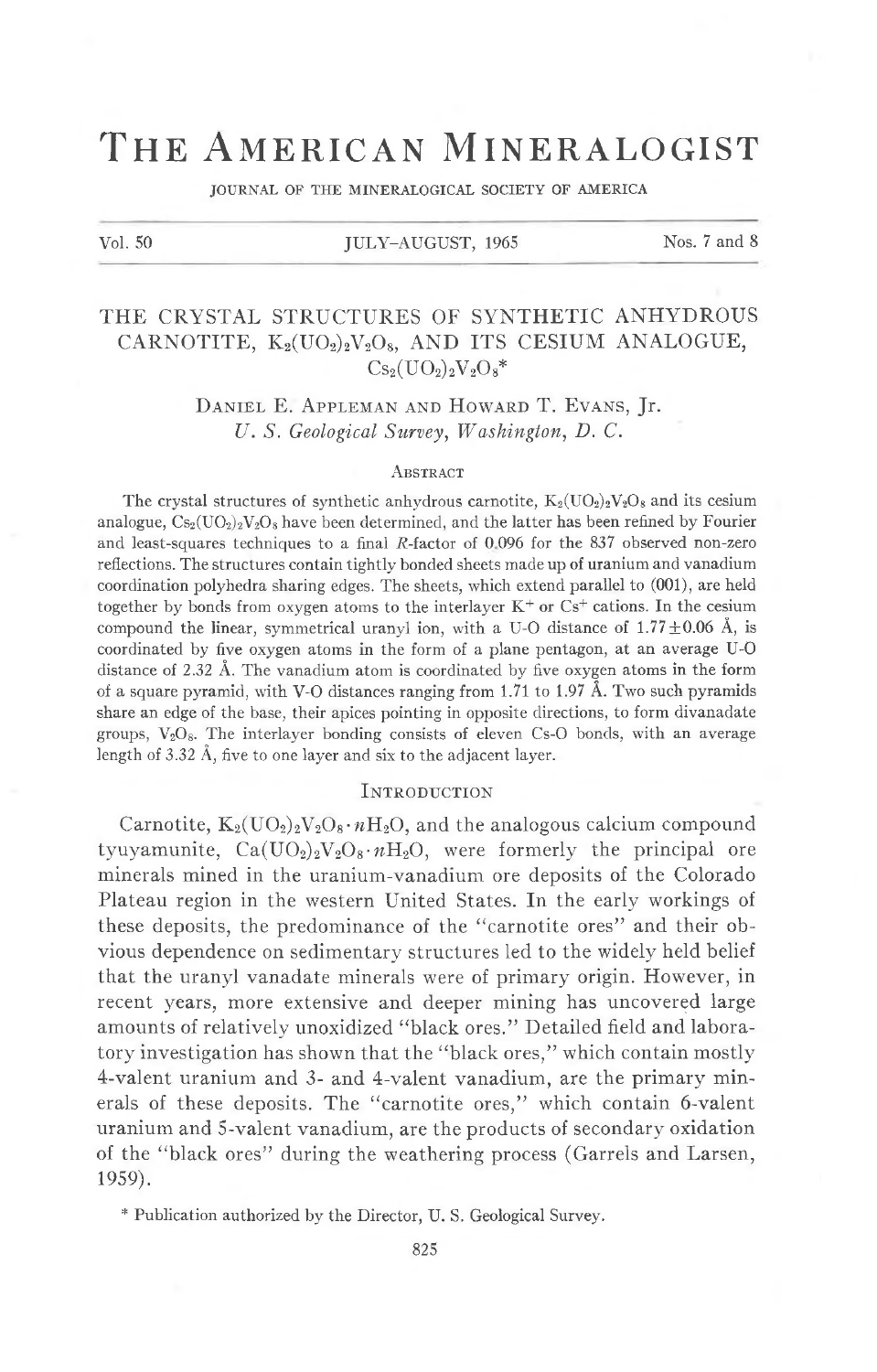# THE AMERICAN MINERALOGIST

JOURNAL OF THE MINERALOGICAL SOCIETY OF AMERICA

Vol. 50 JULY–AUGUST, 1965 Nos. 7 and 8

## THE CRYSTAL STRUCTURES OF SYNTHETIC ANHYDROUS CARNOTITE, $K_2(UO_2)_2V_2O_8$, AND ITS CESIUM ANALOGUE, $Cs_2(UO_2)_2V_2O_8$*

Daniel E. Appleman and Howard T. Evans, Jr.
*U. S. Geological Survey, Washington, D. C.*

### Abstract

The crystal structures of synthetic anhydrous carnotite, $K_2(UO_2)_2V_2O_8$ and its cesium analogue, $Cs_2(UO_2)_2V_2O_8$ have been determined, and the latter has been refined by Fourier and least-squares techniques to a final *R*-factor of 0.096 for the 837 observed non-zero reflections. The structures contain tightly bonded sheets made up of uranium and vanadium coordination polyhedra sharing edges. The sheets, which extend parallel to (001), are held together by bonds from oxygen atoms to the interlayer $K^+$ or $Cs^+$ cations. In the cesium compound the linear, symmetrical uranyl ion, with a U-O distance of 1.77±0.06 Å, is coordinated by five oxygen atoms in the form of a plane pentagon, at an average U-O distance of 2.32 Å. The vanadium atom is coordinated by five oxygen atoms in the form of a square pyramid, with V-O distances ranging from 1.71 to 1.97 Å. Two such pyramids share an edge of the base, their apices pointing in opposite directions, to form divanadate groups, $V_2O_8$. The interlayer bonding consists of eleven Cs-O bonds, with an average length of 3.32 Å, five to one layer and six to the adjacent layer.

### Introduction

Carnotite, $K_2(UO_2)_2V_2O_8 \cdot nH_2O$, and the analogous calcium compound tyuyamunite, $Ca(UO_2)_2V_2O_8 \cdot nH_2O$, were formerly the principal ore minerals mined in the uranium-vanadium ore deposits of the Colorado Plateau region in the western United States. In the early workings of these deposits, the predominance of the "carnotite ores" and their obvious dependence on sedimentary structures led to the widely held belief that the uranyl vanadate minerals were of primary origin. However, in recent years, more extensive and deeper mining has uncovered large amounts of relatively unoxidized "black ores." Detailed field and laboratory investigation has shown that the "black ores," which contain mostly 4-valent uranium and 3- and 4-valent vanadium, are the primary minerals of these deposits. The "carnotite ores," which contain 6-valent uranium and 5-valent vanadium, are the products of secondary oxidation of the "black ores" during the weathering process (Garrels and Larsen, 1959).

* Publication authorized by the Director, U. S. Geological Survey.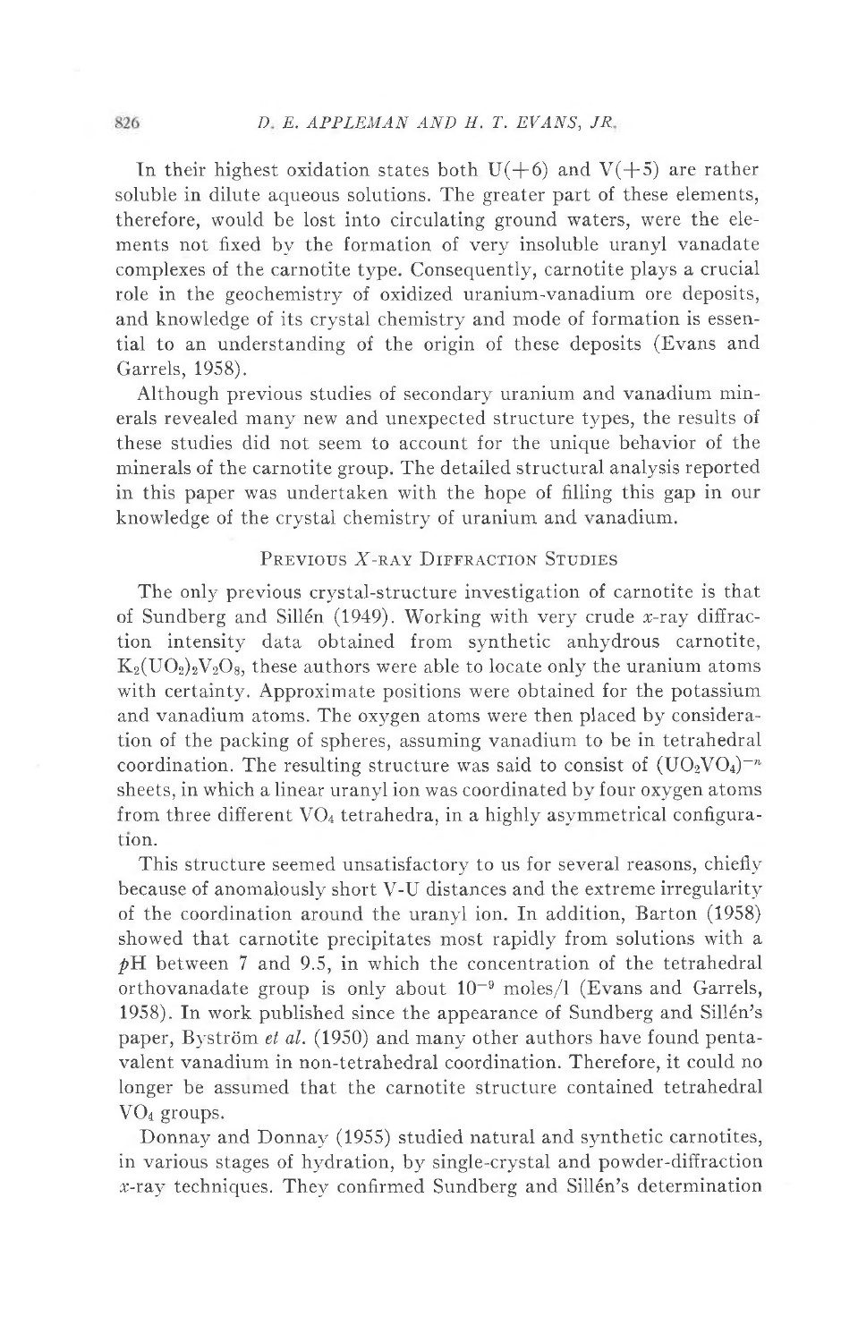In their highest oxidation states both U(+6) and V(+5) are rather soluble in dilute aqueous solutions. The greater part of these elements, therefore, would be lost into circulating ground waters, were the elements not fixed by the formation of very insoluble uranyl vanadate complexes of the carnotite type. Consequently, carnotite plays a crucial role in the geochemistry of oxidized uranium-vanadium ore deposits, and knowledge of its crystal chemistry and mode of formation is essential to an understanding of the origin of these deposits (Evans and Garrels, 1958).

Although previous studies of secondary uranium and vanadium minerals revealed many new and unexpected structure types, the results of these studies did not seem to account for the unique behavior of the minerals of the carnotite group. The detailed structural analysis reported in this paper was undertaken with the hope of filling this gap in our knowledge of the crystal chemistry of uranium and vanadium.

## Previous X-ray Diffraction Studies

The only previous crystal-structure investigation of carnotite is that of Sundberg and Sillén (1949). Working with very crude *x*-ray diffraction intensity data obtained from synthetic anhydrous carnotite, $K_2(UO_2)_2V_2O_8$, these authors were able to locate only the uranium atoms with certainty. Approximate positions were obtained for the potassium and vanadium atoms. The oxygen atoms were then placed by consideration of the packing of spheres, assuming vanadium to be in tetrahedral coordination. The resulting structure was said to consist of $(UO_2VO_4)^{-n}$ sheets, in which a linear uranyl ion was coordinated by four oxygen atoms from three different $VO_4$ tetrahedra, in a highly asymmetrical configuration.

This structure seemed unsatisfactory to us for several reasons, chiefly because of anomalously short V-U distances and the extreme irregularity of the coordination around the uranyl ion. In addition, Barton (1958) showed that carnotite precipitates most rapidly from solutions with a $pH$ between 7 and 9.5, in which the concentration of the tetrahedral orthovanadate group is only about $10^{-9}$ moles/l (Evans and Garrels, 1958). In work published since the appearance of Sundberg and Sillén's paper, Byström *et al.* (1950) and many other authors have found pentavalent vanadium in non-tetrahedral coordination. Therefore, it could no longer be assumed that the carnotite structure contained tetrahedral $VO_4$ groups.

Donnay and Donnay (1955) studied natural and synthetic carnotites, in various stages of hydration, by single-crystal and powder-diffraction *x*-ray techniques. They confirmed Sundberg and Sillén's determination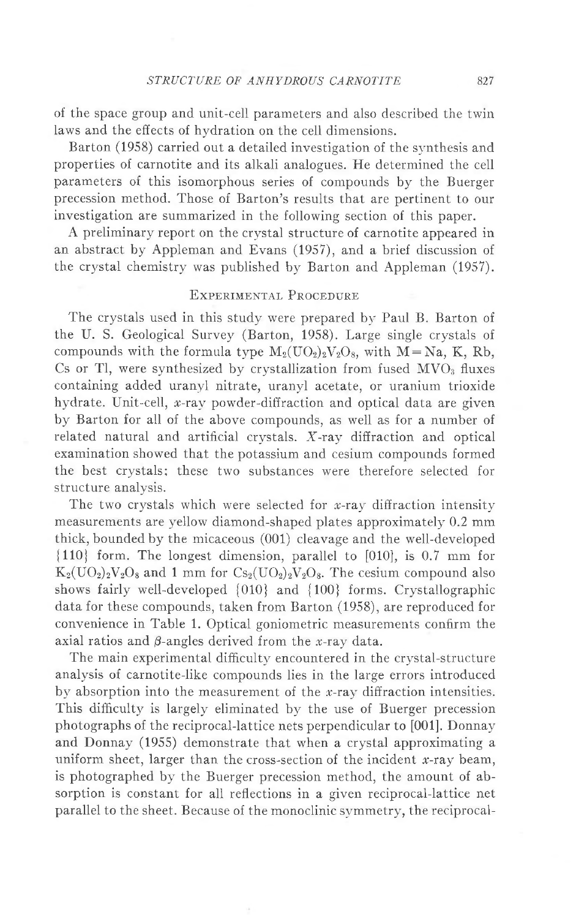of the space group and unit-cell parameters and also described the twin laws and the effects of hydration on the cell dimensions.

Barton (1958) carried out a detailed investigation of the synthesis and properties of carnotite and its alkali analogues. He determined the cell parameters of this isomorphous series of compounds by the Buerger precession method. Those of Barton's results that are pertinent to our investigation are summarized in the following section of this paper.

A preliminary report on the crystal structure of carnotite appeared in an abstract by Appleman and Evans (1957), and a brief discussion of the crystal chemistry was published by Barton and Appleman (1957).

## Experimental Procedure

The crystals used in this study were prepared by Paul B. Barton of the U. S. Geological Survey (Barton, 1958). Large single crystals of compounds with the formula type $M_2(UO_2)_2V_2O_8$, with M = Na, K, Rb, Cs or Tl, were synthesized by crystallization from fused $MVO_3$ fluxes containing added uranyl nitrate, uranyl acetate, or uranium trioxide hydrate. Unit-cell, *x*-ray powder-diffraction and optical data are given by Barton for all of the above compounds, as well as for a number of related natural and artificial crystals. *X*-ray diffraction and optical examination showed that the potassium and cesium compounds formed the best crystals; these two substances were therefore selected for structure analysis.

The two crystals which were selected for *x*-ray diffraction intensity measurements are yellow diamond-shaped plates approximately 0.2 mm thick, bounded by the micaceous (001) cleavage and the well-developed {110} form. The longest dimension, parallel to [010], is 0.7 mm for $K_2(UO_2)_2V_2O_8$ and 1 mm for $Cs_2(UO_2)_2V_2O_8$. The cesium compound also shows fairly well-developed {010} and {100} forms. Crystallographic data for these compounds, taken from Barton (1958), are reproduced for convenience in Table 1. Optical goniometric measurements confirm the axial ratios and $\beta$-angles derived from the *x*-ray data.

The main experimental difficulty encountered in the crystal-structure analysis of carnotite-like compounds lies in the large errors introduced by absorption into the measurement of the *x*-ray diffraction intensities. This difficulty is largely eliminated by the use of Buerger precession photographs of the reciprocal-lattice nets perpendicular to [001]. Donnay and Donnay (1955) demonstrate that when a crystal approximating a uniform sheet, larger than the cross-section of the incident *x*-ray beam, is photographed by the Buerger precession method, the amount of absorption is constant for all reflections in a given reciprocal-lattice net parallel to the sheet. Because of the monoclinic symmetry, the reciprocal-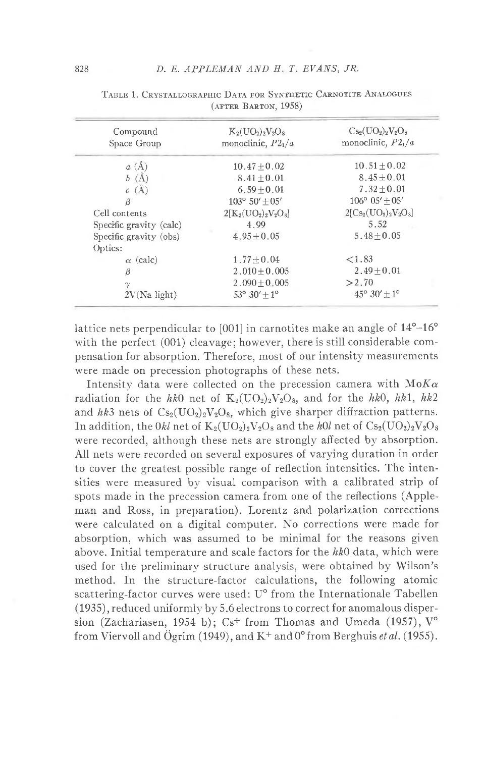Table 1. Crystallographic Data for Synthetic Carnotite Analogues (after Barton, 1958)

| Compound<br>Space Group | $K_2(UO_2)_2V_2O_8$<br>monoclinic, $P2_1/a$ | $Cs_2(UO_2)_2V_2O_8$<br>monoclinic, $P2_1/a$ |
|---|---|---|
| $a$ (Å) | $10.47 \pm 0.02$ | $10.51 \pm 0.02$ |
| $b$ (Å) | $8.41 \pm 0.01$ | $8.45 \pm 0.01$ |
| $c$ (Å) | $6.59 \pm 0.01$ | $7.32 \pm 0.01$ |
| $\beta$ | $103° 50' \pm 05'$ | $106° 05' \pm 05'$ |
| Cell contents | $2[K_2(UO_2)_2V_2O_8]$ | $2[Cs_2(UO_2)_2V_2O_8]$ |
| Specific gravity (calc) | 4.99 | 5.52 |
| Specific gravity (obs) | $4.95 \pm 0.05$ | $5.48 \pm 0.05$ |
| Optics: | | |
| $\alpha$ (calc) | $1.77 \pm 0.04$ | $<1.83$ |
| $\beta$ | $2.010 \pm 0.005$ | $2.49 \pm 0.01$ |
| $\gamma$ | $2.090 \pm 0.005$ | $>2.70$ |
| 2V(Na light) | $53° 30' \pm 1°$ | $45° 30' \pm 1°$ |

lattice nets perpendicular to [001] in carnotites make an angle of 14°–16° with the perfect (001) cleavage; however, there is still considerable compensation for absorption. Therefore, most of our intensity measurements were made on precession photographs of these nets.

Intensity data were collected on the precession camera with Mo$K\alpha$ radiation for the *hk*0 net of $K_2(UO_2)_2V_2O_8$, and for the *hk*0, *hk*1, *hk*2 and *hk*3 nets of $Cs_2(UO_2)_2V_2O_8$, which give sharper diffraction patterns. In addition, the 0*kl* net of $K_2(UO_2)_2V_2O_8$ and the *h*0*l* net of $Cs_2(UO_2)_2V_2O_8$ were recorded, although these nets are strongly affected by absorption. All nets were recorded on several exposures of varying duration in order to cover the greatest possible range of reflection intensities. The intensities were measured by visual comparison with a calibrated strip of spots made in the precession camera from one of the reflections (Appleman and Ross, in preparation). Lorentz and polarization corrections were calculated on a digital computer. No corrections were made for absorption, which was assumed to be minimal for the reasons given above. Initial temperature and scale factors for the *hk*0 data, which were used for the preliminary structure analysis, were obtained by Wilson's method. In the structure-factor calculations, the following atomic scattering-factor curves were used: U° from the Internationale Tabellen (1935), reduced uniformly by 5.6 electrons to correct for anomalous dispersion (Zachariasen, 1954 b); $Cs^+$ from Thomas and Umeda (1957), V° from Viervoll and Ögrim (1949), and $K^+$ and 0° from Berghuis *et al.* (1955).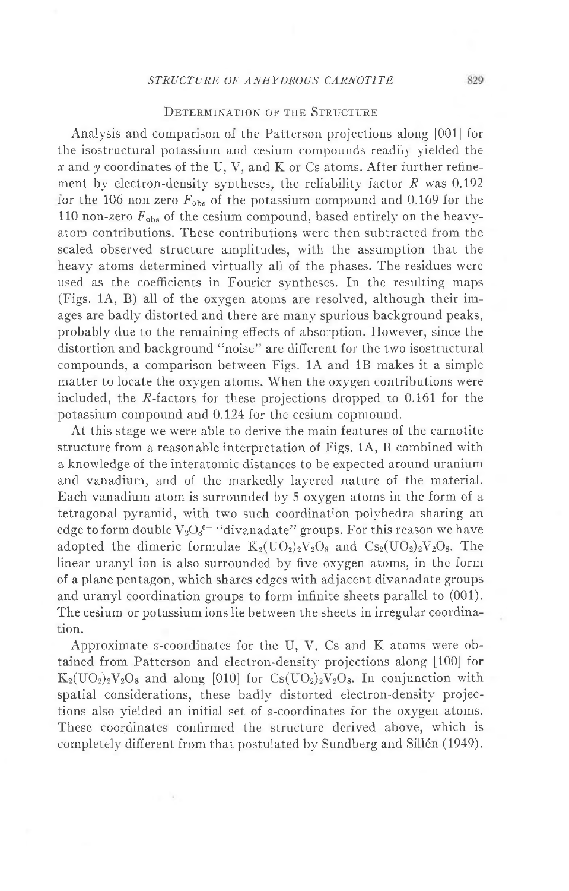## Determination of the Structure

Analysis and comparison of the Patterson projections along [001] for the isostructural potassium and cesium compounds readily yielded the $x$ and $y$ coordinates of the U, V, and K or Cs atoms. After further refinement by electron-density syntheses, the reliability factor $R$ was 0.192 for the 106 non-zero $F_{obs}$ of the potassium compound and 0.169 for the 110 non-zero $F_{obs}$ of the cesium compound, based entirely on the heavy-atom contributions. These contributions were then subtracted from the scaled observed structure amplitudes, with the assumption that the heavy atoms determined virtually all of the phases. The residues were used as the coefficients in Fourier syntheses. In the resulting maps (Figs. 1A, B) all of the oxygen atoms are resolved, although their images are badly distorted and there are many spurious background peaks, probably due to the remaining effects of absorption. However, since the distortion and background "noise" are different for the two isostructural compounds, a comparison between Figs. 1A and 1B makes it a simple matter to locate the oxygen atoms. When the oxygen contributions were included, the $R$-factors for these projections dropped to 0.161 for the potassium compound and 0.124 for the cesium copmound.

At this stage we were able to derive the main features of the carnotite structure from a reasonable interpretation of Figs. 1A, B combined with a knowledge of the interatomic distances to be expected around uranium and vanadium, and of the markedly layered nature of the material. Each vanadium atom is surrounded by 5 oxygen atoms in the form of a tetragonal pyramid, with two such coordination polyhedra sharing an edge to form double $V_2O_8^{6-}$ "divanadate" groups. For this reason we have adopted the dimeric formulae $K_2(UO_2)_2V_2O_8$ and $Cs_2(UO_2)_2V_2O_8$. The linear uranyl ion is also surrounded by five oxygen atoms, in the form of a plane pentagon, which shares edges with adjacent divanadate groups and uranyl coordination groups to form infinite sheets parallel to (001). The cesium or potassium ions lie between the sheets in irregular coordination.

Approximate $z$-coordinates for the U, V, Cs and K atoms were obtained from Patterson and electron-density projections along [100] for $K_2(UO_2)_2V_2O_8$ and along [010] for $Cs(UO_2)_2V_2O_8$. In conjunction with spatial considerations, these badly distorted electron-density projections also yielded an initial set of $z$-coordinates for the oxygen atoms. These coordinates confirmed the structure derived above, which is completely different from that postulated by Sundberg and Sillén (1949).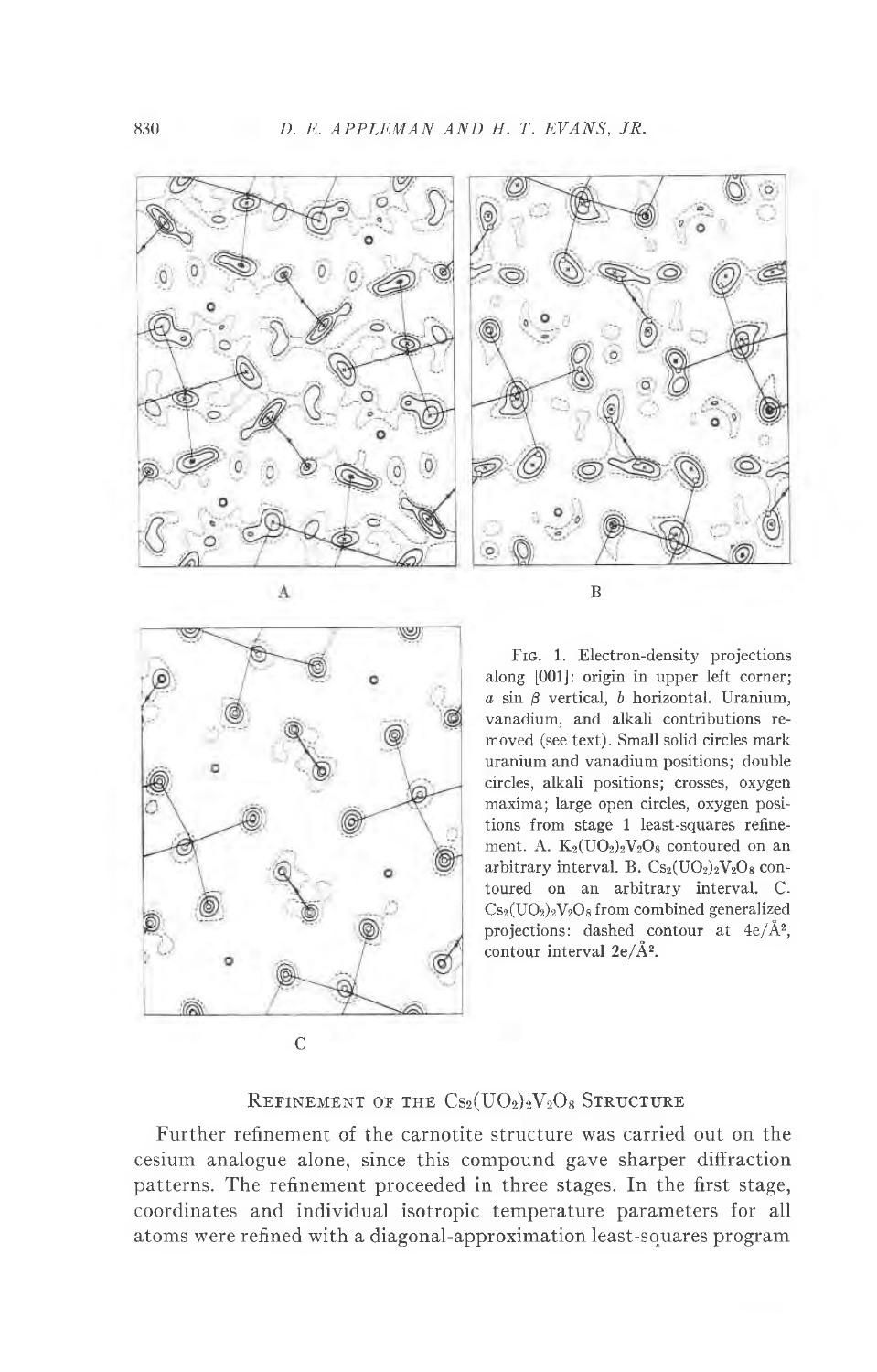A

B

C

FIG. 1. Electron-density projections along [001]: origin in upper left corner; $a \sin \beta$ vertical, $b$ horizontal. Uranium, vanadium, and alkali contributions removed (see text). Small solid circles mark uranium and vanadium positions; double circles, alkali positions; crosses, oxygen maxima; large open circles, oxygen positions from stage 1 least-squares refinement. A. $K_2(UO_2)_2V_2O_8$ contoured on an arbitrary interval. B. $Cs_2(UO_2)_2V_2O_8$ contoured on an arbitrary interval. C. $Cs_2(UO_2)_2V_2O_8$ from combined generalized projections: dashed contour at $4e/Å^2$, contour interval $2e/Å^2$.

## REFINEMENT OF THE $Cs_2(UO_2)_2V_2O_8$ STRUCTURE

Further refinement of the carnotite structure was carried out on the cesium analogue alone, since this compound gave sharper diffraction patterns. The refinement proceeded in three stages. In the first stage, coordinates and individual isotropic temperature parameters for all atoms were refined with a diagonal-approximation least-squares program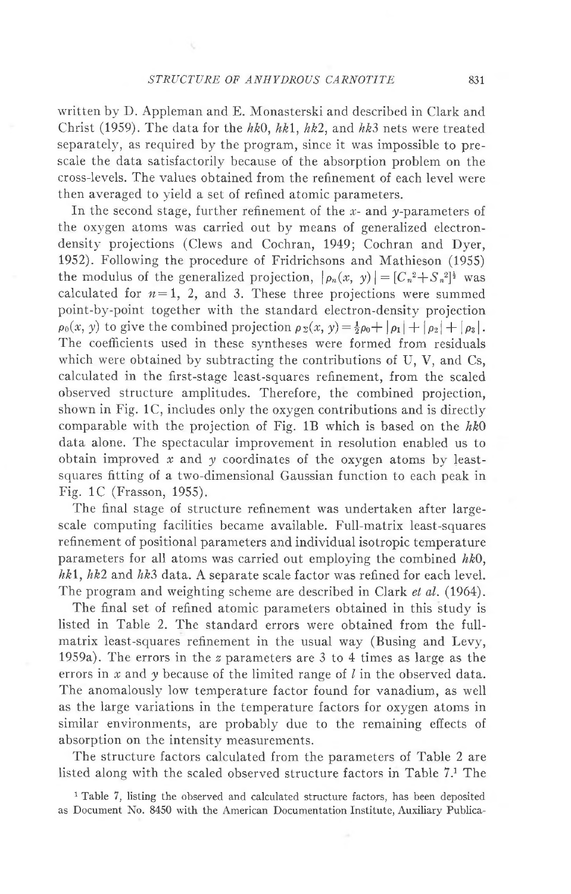written by D. Appleman and E. Monasterski and described in Clark and Christ (1959). The data for the *hk*0, *hk*1, *hk*2, and *hk*3 nets were treated separately, as required by the program, since it was impossible to prescale the data satisfactorily because of the absorption problem on the cross-levels. The values obtained from the refinement of each level were then averaged to yield a set of refined atomic parameters.

In the second stage, further refinement of the $x$- and $y$-parameters of the oxygen atoms was carried out by means of generalized electron-density projections (Clews and Cochran, 1949; Cochran and Dyer, 1952). Following the procedure of Fridrichsons and Mathieson (1955) the modulus of the generalized projection, $|\rho_n(x, y)| = [C_n^2 + S_n^2]^{\frac{1}{2}}$ was calculated for $n = 1$, 2, and 3. These three projections were summed point-by-point together with the standard electron-density projection $\rho_0(x, y)$ to give the combined projection $\rho_\Sigma(x, y) = \frac{1}{2}\rho_0 + |\rho_1| + |\rho_2| + |\rho_3|$. The coefficients used in these syntheses were formed from residuals which were obtained by subtracting the contributions of U, V, and Cs, calculated in the first-stage least-squares refinement, from the scaled observed structure amplitudes. Therefore, the combined projection, shown in Fig. 1C, includes only the oxygen contributions and is directly comparable with the projection of Fig. 1B which is based on the *hk*0 data alone. The spectacular improvement in resolution enabled us to obtain improved $x$ and $y$ coordinates of the oxygen atoms by least-squares fitting of a two-dimensional Gaussian function to each peak in Fig. 1C (Frasson, 1955).

The final stage of structure refinement was undertaken after large-scale computing facilities became available. Full-matrix least-squares refinement of positional parameters and individual isotropic temperature parameters for all atoms was carried out employing the combined *hk*0, *hk*1, *hk*2 and *hk*3 data. A separate scale factor was refined for each level. The program and weighting scheme are described in Clark *et al.* (1964).

The final set of refined atomic parameters obtained in this study is listed in Table 2. The standard errors were obtained from the full-matrix least-squares refinement in the usual way (Busing and Levy, 1959a). The errors in the $z$ parameters are 3 to 4 times as large as the errors in $x$ and $y$ because of the limited range of $l$ in the observed data. The anomalously low temperature factor found for vanadium, as well as the large variations in the temperature factors for oxygen atoms in similar environments, are probably due to the remaining effects of absorption on the intensity measurements.

The structure factors calculated from the parameters of Table 2 are listed along with the scaled observed structure factors in Table 7.[1] The

[1] Table 7, listing the observed and calculated structure factors, has been deposited as Document No. 8450 with the American Documentation Institute, Auxiliary Publica-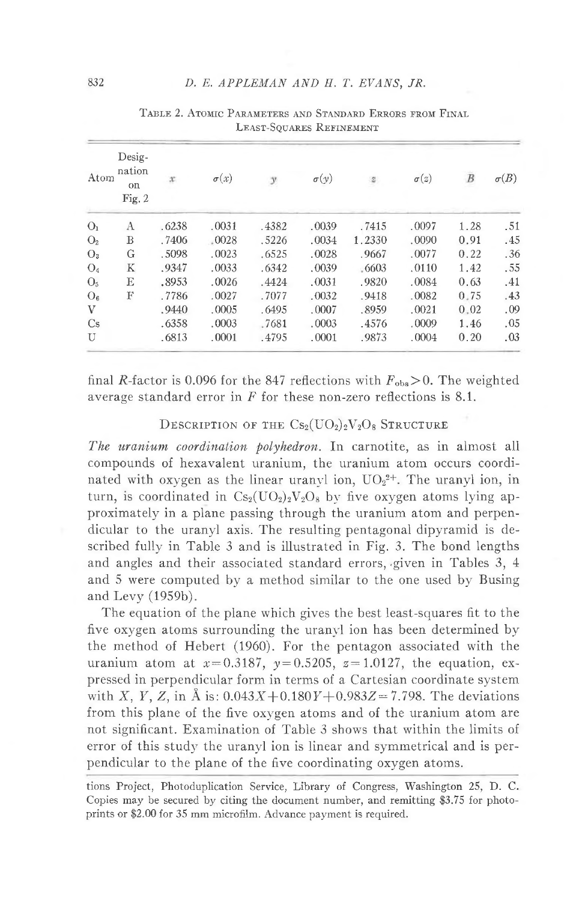TABLE 2. ATOMIC PARAMETERS AND STANDARD ERRORS FROM FINAL LEAST-SQUARES REFINEMENT

| Atom | Designation on Fig. 2 | $x$ | $\sigma(x)$ | $y$ | $\sigma(y)$ | $z$ | $\sigma(z)$ | $B$ | $\sigma(B)$ |
|---|---|---|---|---|---|---|---|---|---|
| $O_1$ | A | .6238 | .0031 | .4382 | .0039 | .7415 | .0097 | 1.28 | .51 |
| $O_2$ | B | .7406 | .0028 | .5226 | .0034 | 1.2330 | .0090 | 0.91 | .45 |
| $O_3$ | G | .5098 | .0023 | .6525 | .0028 | .9667 | .0077 | 0.22 | .36 |
| $O_4$ | K | .9347 | .0033 | .6342 | .0039 | .6603 | .0110 | 1.42 | .55 |
| $O_5$ | E | .8953 | .0026 | .4424 | .0031 | .9820 | .0084 | 0.63 | .41 |
| $O_6$ | F | .7786 | .0027 | .7077 | .0032 | .9418 | .0082 | 0.75 | .43 |
| V | | .9440 | .0005 | .6495 | .0007 | .8959 | .0021 | 0.02 | .09 |
| Cs | | .6358 | .0003 | .7681 | .0003 | .4576 | .0009 | 1.46 | .05 |
| U | | .6813 | .0001 | .4795 | .0001 | .9873 | .0004 | 0.20 | .03 |

final $R$-factor is 0.096 for the 847 reflections with $F_{obs}>0$. The weighted average standard error in $F$ for these non-zero reflections is 8.1.

## DESCRIPTION OF THE $Cs_2(UO_2)_2V_2O_8$ STRUCTURE

*The uranium coordination polyhedron.* In carnotite, as in almost all compounds of hexavalent uranium, the uranium atom occurs coordinated with oxygen as the linear uranyl ion, $UO_2^{2+}$. The uranyl ion, in turn, is coordinated in $Cs_2(UO_2)_2V_2O_8$ by five oxygen atoms lying approximately in a plane passing through the uranium atom and perpendicular to the uranyl axis. The resulting pentagonal dipyramid is described fully in Table 3 and is illustrated in Fig. 3. The bond lengths and angles and their associated standard errors, given in Tables 3, 4 and 5 were computed by a method similar to the one used by Busing and Levy (1959b).

The equation of the plane which gives the best least-squares fit to the five oxygen atoms surrounding the uranyl ion has been determined by the method of Hebert (1960). For the pentagon associated with the uranium atom at $x=0.3187$, $y=0.5205$, $z=1.0127$, the equation, expressed in perpendicular form in terms of a Cartesian coordinate system with $X$, $Y$, $Z$, in Å is: $0.043X+0.180Y+0.983Z=7.798$. The deviations from this plane of the five oxygen atoms and of the uranium atom are not significant. Examination of Table 3 shows that within the limits of error of this study the uranyl ion is linear and symmetrical and is perpendicular to the plane of the five coordinating oxygen atoms.

tions Project, Photoduplication Service, Library of Congress, Washington 25, D. C. Copies may be secured by citing the document number, and remitting $3.75 for photoprints or $2.00 for 35 mm microfilm. Advance payment is required.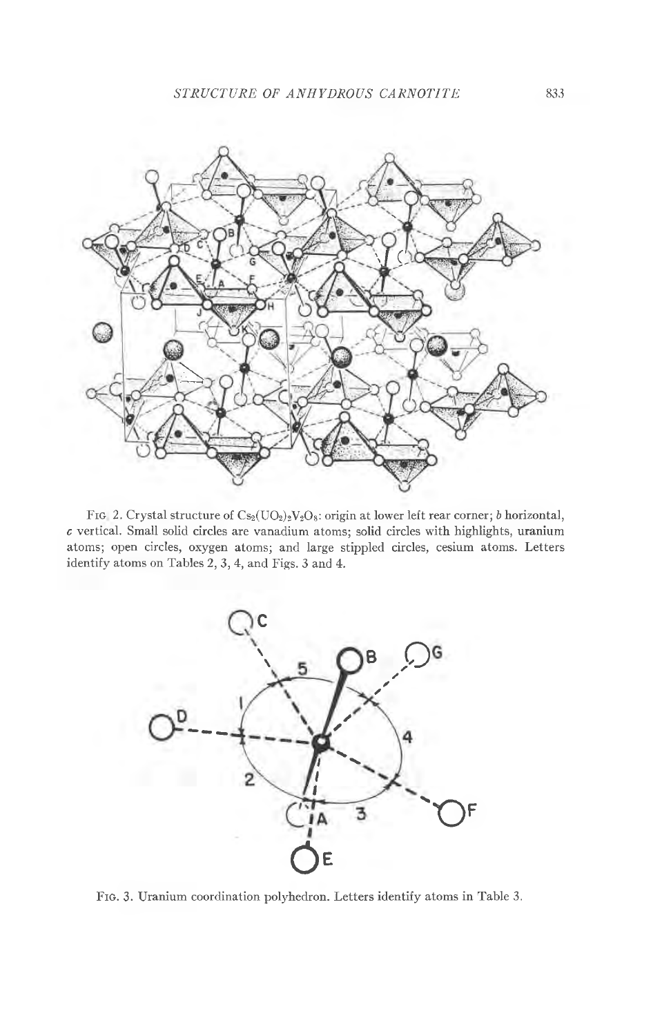FIG. 2. Crystal structure of $Cs_2(UO_2)_2V_2O_8$: origin at lower left rear corner; $b$ horizontal, $c$ vertical. Small solid circles are vanadium atoms; solid circles with highlights, uranium atoms; open circles, oxygen atoms; and large stippled circles, cesium atoms. Letters identify atoms on Tables 2, 3, 4, and Figs. 3 and 4.

FIG. 3. Uranium coordination polyhedron. Letters identify atoms in Table 3.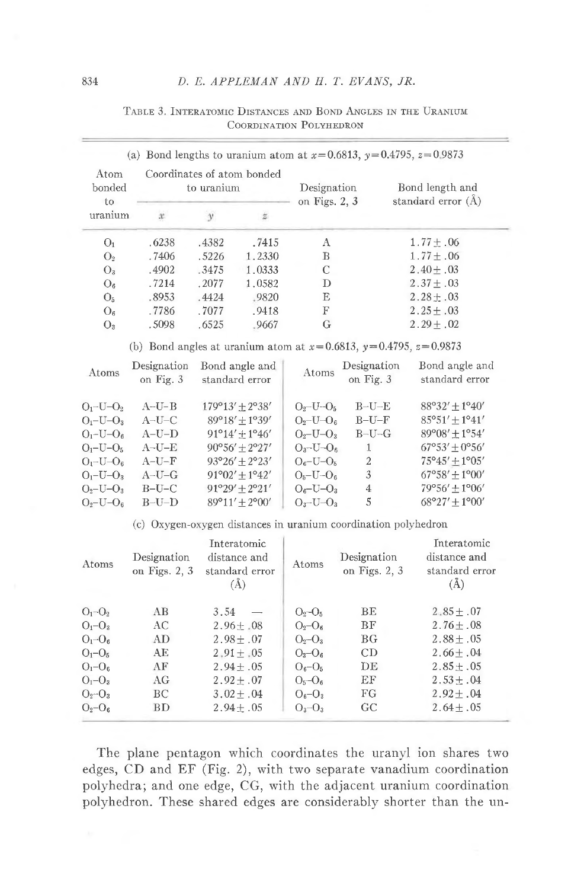Table 3. Interatomic Distances and Bond Angles in the Uranium Coordination Polyhedron

(a) Bond lengths to uranium atom at $x=0.6813$, $y=0.4795$, $z=0.9873$

| Atom bonded to uranium | Coordinates of atom bonded to uranium | | | Designation on Figs. 2, 3 | Bond length and standard error (Å) |
|---|---|---|---|---|---|
| | $x$ | $y$ | $z$ | | |
| $O_1$ | .6238 | .4382 | .7415 | A | $1.77\pm.06$ |
| $O_2$ | .7406 | .5226 | 1.2330 | B | $1.77\pm.06$ |
| $O_3$ | .4902 | .3475 | 1.0333 | C | $2.40\pm.03$ |
| $O_6$ | .7214 | .2077 | 1.0582 | D | $2.37\pm.03$ |
| $O_5$ | .8953 | .4424 | .9820 | E | $2.28\pm.03$ |
| $O_6$ | .7786 | .7077 | .9418 | F | $2.25\pm.03$ |
| $O_3$ | .5098 | .6525 | .9667 | G | $2.29\pm.02$ |

(b) Bond angles at uranium atom at $x=0.6813$, $y=0.4795$, $z=0.9873$

| Atoms | Designation on Fig. 3 | Bond angle and standard error | Atoms | Designation on Fig. 3 | Bond angle and standard error |
|---|---|---|---|---|---|
| $O_1$-U-$O_2$ | A-U-B | 179°13′±2°38′ | $O_2$-U-$O_5$ | B-U-E | 88°32′±1°40′ |
| $O_1$-U-$O_3$ | A-U-C | 89°18′±1°39′ | $O_2$-U-$O_6$ | B-U-F | 85°51′±1°41′ |
| $O_1$-U-$O_6$ | A-U-D | 91°14′±1°46′ | $O_2$-U-$O_3$ | B-U-G | 89°08′±1°54′ |
| $O_1$-U-$O_5$ | A-U-E | 90°56′±2°27′ | $O_3$-U-$O_6$ | 1 | 67°53′±0°56′ |
| $O_1$-U-$O_6$ | A-U-F | 93°26′±2°23′ | $O_6$-U-$O_5$ | 2 | 75°45′±1°05′ |
| $O_1$-U-$O_3$ | A-U-G | 91°02′±1°42′ | $O_5$-U-$O_6$ | 3 | 67°58′±1°00′ |
| $O_2$-U-$O_3$ | B-U-C | 91°29′±2°21′ | $O_6$-U-$O_3$ | 4 | 79°56′±1°06′ |
| $O_2$-U-$O_6$ | B-U-D | 89°11′±2°00′ | $O_3$-U-$O_3$ | 5 | 68°27′±1°00′ |

(c) Oxygen-oxygen distances in uranium coordination polyhedron

| Atoms | Designation on Figs. 2, 3 | Interatomic distance and standard error (Å) | Atoms | Designation on Figs. 2, 3 | Interatomic distance and standard error (Å) |
|---|---|---|---|---|---|
| $O_1$-$O_2$ | AB | 3.54 — | $O_2$-$O_5$ | BE | $2.85\pm.07$ |
| $O_1$-$O_3$ | AC | $2.96\pm.08$ | $O_2$-$O_6$ | BF | $2.76\pm.08$ |
| $O_1$-$O_6$ | AD | $2.98\pm.07$ | $O_2$-$O_3$ | BG | $2.88\pm.05$ |
| $O_1$-$O_5$ | AE | $2.91\pm.05$ | $O_3$-$O_6$ | CD | $2.66\pm.04$ |
| $O_1$-$O_6$ | AF | $2.94\pm.05$ | $O_6$-$O_5$ | DE | $2.85\pm.05$ |
| $O_1$-$O_3$ | AG | $2.92\pm.07$ | $O_5$-$O_6$ | EF | $2.53\pm.04$ |
| $O_2$-$O_3$ | BC | $3.02\pm.04$ | $O_6$-$O_3$ | FG | $2.92\pm.04$ |
| $O_2$-$O_6$ | BD | $2.94\pm.05$ | $O_3$-$O_3$ | GC | $2.64\pm.05$ |

The plane pentagon which coordinates the uranyl ion shares two edges, CD and EF (Fig. 2), with two separate vanadium coordination polyhedra; and one edge, CG, with the adjacent uranium coordination polyhedron. These shared edges are considerably shorter than the un-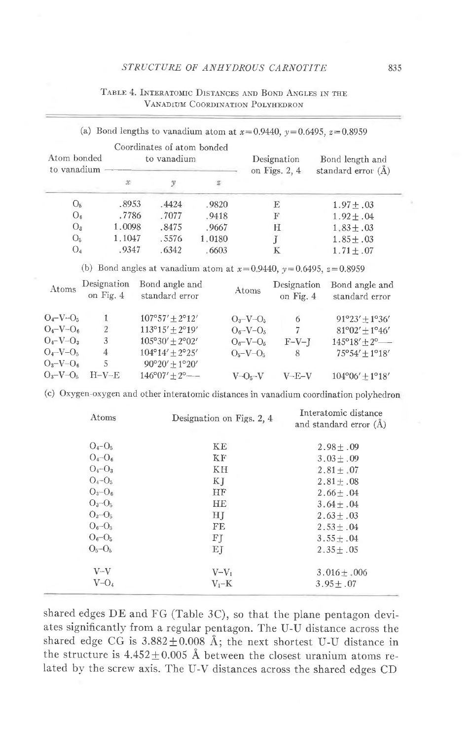TABLE 4. INTERATOMIC DISTANCES AND BOND ANGLES IN THE VANADIUM COORDINATION POLYHEDRON

(a) Bond lengths to vanadium atom at $x=0.9440$, $y=0.6495$, $z=0.8959$

| Atom bonded to vanadium | Coordinates of atom bonded to vanadium | | | Designation on Figs. 2, 4 | Bond length and standard error (Å) |
|---|---|---|---|---|---|
| | $x$ | $y$ | $z$ | | |
| $O_5$ | .8953 | .4424 | .9820 | E | $1.97\pm.03$ |
| $O_6$ | .7786 | .7077 | .9418 | F | $1.92\pm.04$ |
| $O_3$ | 1.0098 | .8475 | .9667 | H | $1.83\pm.03$ |
| $O_5$ | 1.1047 | .5576 | 1.0180 | J | $1.85\pm.03$ |
| $O_4$ | .9347 | .6342 | .6603 | K | $1.71\pm.07$ |

(b) Bond angles at vanadium atom at $x=0.9440$, $y=0.6495$, $z=0.8959$

| Atoms | Designation on Fig. 4 | Bond angle and standard error | Atoms | Designation on Fig. 4 | Bond angle and standard error |
|---|---|---|---|---|---|
| $O_4$-V-$O_5$ | 1 | 107°57′±2°12′ | $O_3$-V-$O_5$ | 6 | 91°23′±1°36′ |
| $O_4$-V-$O_6$ | 2 | 113°15′±2°19′ | $O_6$-V-$O_5$ | 7 | 81°02′±1°46′ |
| $O_4$-V-$O_3$ | 3 | 105°30′±2°02′ | $O_6$-V-$O_5$ | F-V-J | 145°18′±2°— |
| $O_4$-V-$O_5$ | 4 | 104°14′±2°25′ | $O_5$-V-$O_5$ | 8 | 75°54′±1°18′ |
| $O_3$-V-$O_6$ | 5 | 90°20′±1°20′ | | | |
| $O_3$-V-$O_5$ | H-V-E | 146°07′±2°— | V-$O_5$-V | V-E-V | 104°06′±1°18′ |

(c) Oxygen-oxygen and other interatomic distances in vanadium coordination polyhedron

| Atoms | Designation on Figs. 2, 4 | Interatomic distance and standard error (Å) |
|---|---|---|
| $O_4$-$O_5$ | KE | $2.98\pm.09$ |
| $O_4$-$O_6$ | KF | $3.03\pm.09$ |
| $O_4$-$O_3$ | KH | $2.81\pm.07$ |
| $O_4$-$O_5$ | KJ | $2.81\pm.08$ |
| $O_3$-$O_6$ | HF | $2.66\pm.04$ |
| $O_3$-$O_5$ | HE | $3.64\pm.04$ |
| $O_3$-$O_5$ | HJ | $2.63\pm.03$ |
| $O_6$-$O_5$ | FE | $2.53\pm.04$ |
| $O_6$-$O_5$ | FJ | $3.55\pm.04$ |
| $O_5$-$O_5$ | EJ | $2.35\pm.05$ |
| V-V | V-$V_1$ | $3.016\pm.006$ |
| V-$O_4$ | $V_1$-K | $3.95\pm.07$ |

shared edges DE and FG (Table 3C), so that the plane pentagon deviates significantly from a regular pentagon. The U-U distance across the shared edge CG is $3.882\pm0.008$ Å; the next shortest U-U distance in the structure is $4.452\pm0.005$ Å between the closest uranium atoms related by the screw axis. The U-V distances across the shared edges CD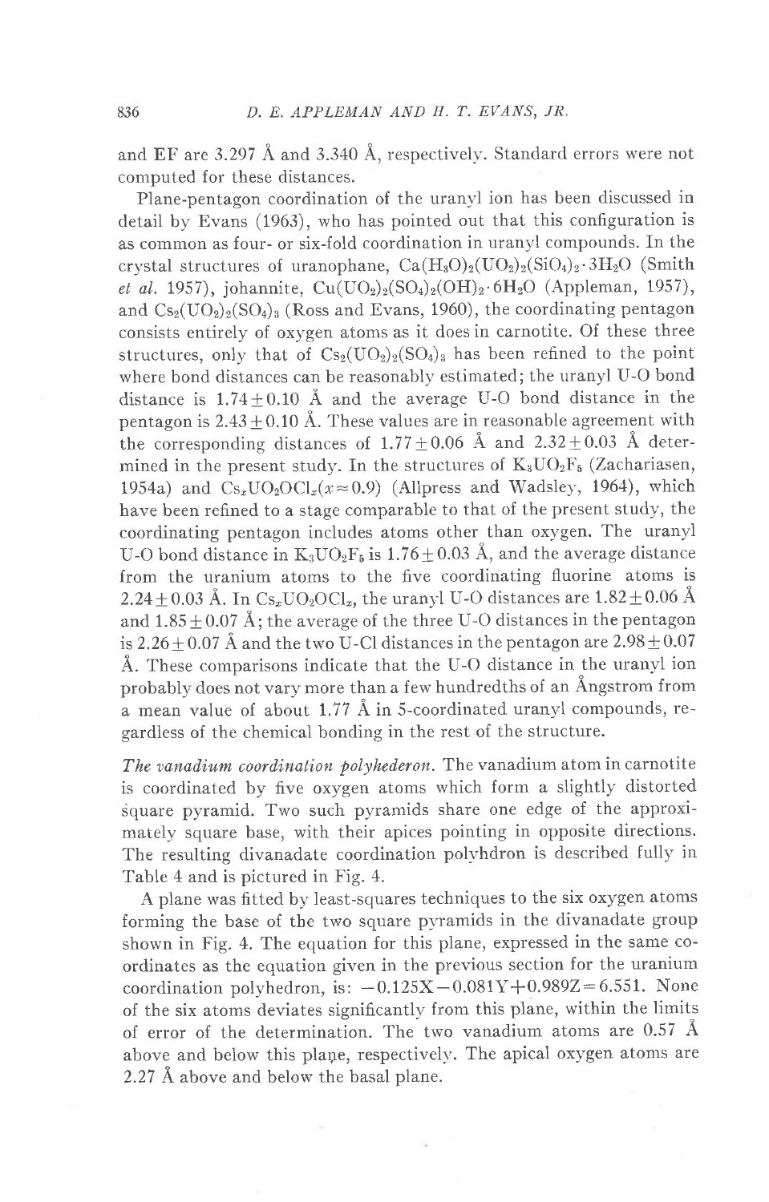and EF are 3.297 Å and 3.340 Å, respectively. Standard errors were not computed for these distances.

Plane-pentagon coordination of the uranyl ion has been discussed in detail by Evans (1963), who has pointed out that this configuration is as common as four- or six-fold coordination in uranyl compounds. In the crystal structures of uranophane, $Ca(H_3O)_2(UO_2)_2(SiO_4)_2 \cdot 3H_2O$ (Smith *et al.* 1957), johannite, $Cu(UO_2)_2(SO_4)_2(OH)_2 \cdot 6H_2O$ (Appleman, 1957), and $Cs_2(UO_2)_2(SO_4)_3$ (Ross and Evans, 1960), the coordinating pentagon consists entirely of oxygen atoms as it does in carnotite. Of these three structures, only that of $Cs_2(UO_2)_2(SO_4)_3$ has been refined to the point where bond distances can be reasonably estimated; the uranyl U-O bond distance is $1.74 \pm 0.10$ Å and the average U-O bond distance in the pentagon is $2.43 \pm 0.10$ Å. These values are in reasonable agreement with the corresponding distances of $1.77 \pm 0.06$ Å and $2.32 \pm 0.03$ Å determined in the present study. In the structures of $K_3UO_2F_5$ (Zachariasen, 1954a) and $Cs_xUO_2OCl_x (x \approx 0.9)$ (Allpress and Wadsley, 1964), which have been refined to a stage comparable to that of the present study, the coordinating pentagon includes atoms other than oxygen. The uranyl U-O bond distance in $K_3UO_2F_5$ is $1.76 \pm 0.03$ Å, and the average distance from the uranium atoms to the five coordinating fluorine atoms is $2.24 \pm 0.03$ Å. In $Cs_xUO_2OCl_x$, the uranyl U-O distances are $1.82 \pm 0.06$ Å and $1.85 \pm 0.07$ Å; the average of the three U-O distances in the pentagon is $2.26 \pm 0.07$ Å and the two U-Cl distances in the pentagon are $2.98 \pm 0.07$ Å. These comparisons indicate that the U-O distance in the uranyl ion probably does not vary more than a few hundredths of an Ångstrom from a mean value of about 1.77 Å in 5-coordinated uranyl compounds, regardless of the chemical bonding in the rest of the structure.

*The vanadium coordination polyhederon.* The vanadium atom in carnotite is coordinated by five oxygen atoms which form a slightly distorted square pyramid. Two such pyramids share one edge of the approximately square base, with their apices pointing in opposite directions. The resulting divanadate coordination polyhdron is described fully in Table 4 and is pictured in Fig. 4.

A plane was fitted by least-squares techniques to the six oxygen atoms forming the base of the two square pyramids in the divanadate group shown in Fig. 4. The equation for this plane, expressed in the same coordinates as the equation given in the previous section for the uranium coordination polyhedron, is: $-0.125X - 0.081Y + 0.989Z = 6.551$. None of the six atoms deviates significantly from this plane, within the limits of error of the determination. The two vanadium atoms are 0.57 Å above and below this plane, respectively. The apical oxygen atoms are 2.27 Å above and below the basal plane.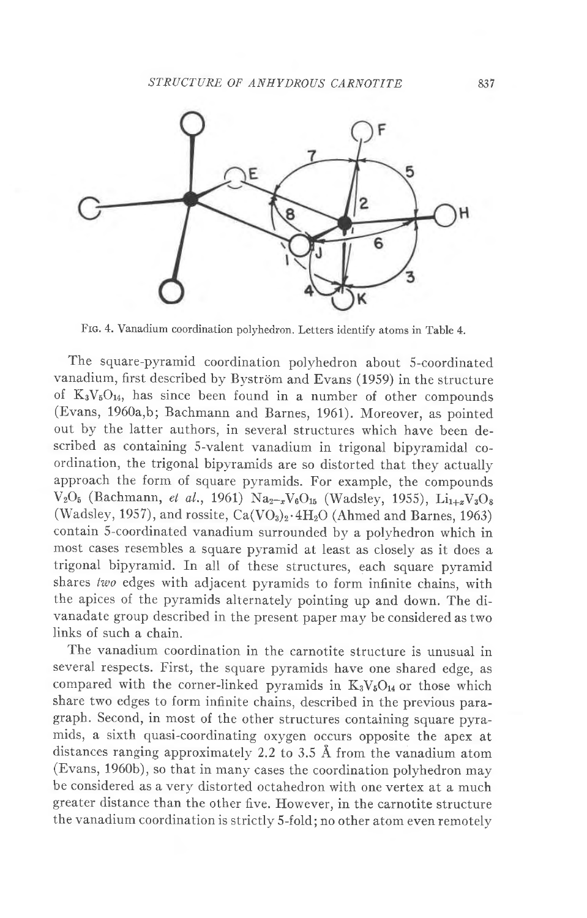E F H J K
7 5 2 8 6 1 4 3

FIG. 4. Vanadium coordination polyhedron. Letters identify atoms in Table 4.

The square-pyramid coordination polyhedron about 5-coordinated vanadium, first described by Byström and Evans (1959) in the structure of $K_3V_5O_{14}$, has since been found in a number of other compounds (Evans, 1960a,b; Bachmann and Barnes, 1961). Moreover, as pointed out by the latter authors, in several structures which have been described as containing 5-valent vanadium in trigonal bipyramidal coordination, the trigonal bipyramids are so distorted that they actually approach the form of square pyramids. For example, the compounds $V_2O_5$ (Bachmann, *et al.*, 1961) $Na_{2-x}V_6O_{15}$ (Wadsley, 1955), $Li_{1+x}V_3O_8$ (Wadsley, 1957), and rossite, $Ca(VO_3)_2 \cdot 4H_2O$ (Ahmed and Barnes, 1963) contain 5-coordinated vanadium surrounded by a polyhedron which in most cases resembles a square pyramid at least as closely as it does a trigonal bipyramid. In all of these structures, each square pyramid shares *two* edges with adjacent pyramids to form infinite chains, with the apices of the pyramids alternately pointing up and down. The divanadate group described in the present paper may be considered as two links of such a chain.

The vanadium coordination in the carnotite structure is unusual in several respects. First, the square pyramids have one shared edge, as compared with the corner-linked pyramids in $K_3V_5O_{14}$ or those which share two edges to form infinite chains, described in the previous paragraph. Second, in most of the other structures containing square pyramids, a sixth quasi-coordinating oxygen occurs opposite the apex at distances ranging approximately 2.2 to 3.5 Å from the vanadium atom (Evans, 1960b), so that in many cases the coordination polyhedron may be considered as a very distorted octahedron with one vertex at a much greater distance than the other five. However, in the carnotite structure the vanadium coordination is strictly 5-fold; no other atom even remotely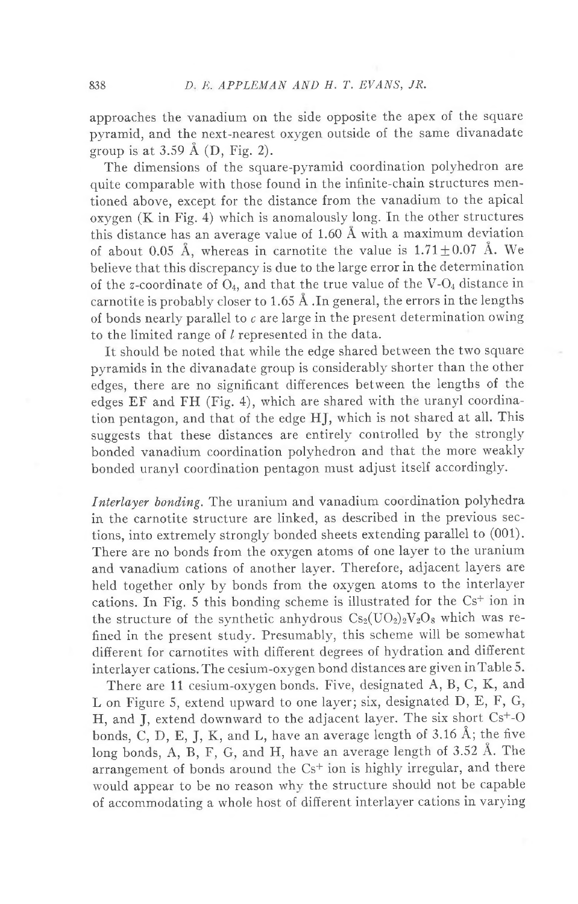approaches the vanadium on the side opposite the apex of the square pyramid, and the next-nearest oxygen outside of the same divanadate group is at 3.59 Å (D, Fig. 2).

The dimensions of the square-pyramid coordination polyhedron are quite comparable with those found in the infinite-chain structures mentioned above, except for the distance from the vanadium to the apical oxygen (K in Fig. 4) which is anomalously long. In the other structures this distance has an average value of 1.60 Å with a maximum deviation of about 0.05 Å, whereas in carnotite the value is $1.71 \pm 0.07$ Å. We believe that this discrepancy is due to the large error in the determination of the $z$-coordinate of $O_4$, and that the true value of the V-$O_4$ distance in carnotite is probably closer to 1.65 Å. In general, the errors in the lengths of bonds nearly parallel to $c$ are large in the present determination owing to the limited range of $l$ represented in the data.

It should be noted that while the edge shared between the two square pyramids in the divanadate group is considerably shorter than the other edges, there are no significant differences between the lengths of the edges EF and FH (Fig. 4), which are shared with the uranyl coordination pentagon, and that of the edge HJ, which is not shared at all. This suggests that these distances are entirely controlled by the strongly bonded vanadium coordination polyhedron and that the more weakly bonded uranyl coordination pentagon must adjust itself accordingly.

*Interlayer bonding.* The uranium and vanadium coordination polyhedra in the carnotite structure are linked, as described in the previous sections, into extremely strongly bonded sheets extending parallel to (001). There are no bonds from the oxygen atoms of one layer to the uranium and vanadium cations of another layer. Therefore, adjacent layers are held together only by bonds from the oxygen atoms to the interlayer cations. In Fig. 5 this bonding scheme is illustrated for the $Cs^+$ ion in the structure of the synthetic anhydrous $Cs_2(UO_2)_2V_2O_8$ which was refined in the present study. Presumably, this scheme will be somewhat different for carnotites with different degrees of hydration and different interlayer cations. The cesium-oxygen bond distances are given in Table 5.

There are 11 cesium-oxygen bonds. Five, designated A, B, C, K, and L on Figure 5, extend upward to one layer; six, designated D, E, F, G, H, and J, extend downward to the adjacent layer. The six short $Cs^+$-O bonds, C, D, E, J, K, and L, have an average length of 3.16 Å; the five long bonds, A, B, F, G, and H, have an average length of 3.52 Å. The arrangement of bonds around the $Cs^+$ ion is highly irregular, and there would appear to be no reason why the structure should not be capable of accommodating a whole host of different interlayer cations in varying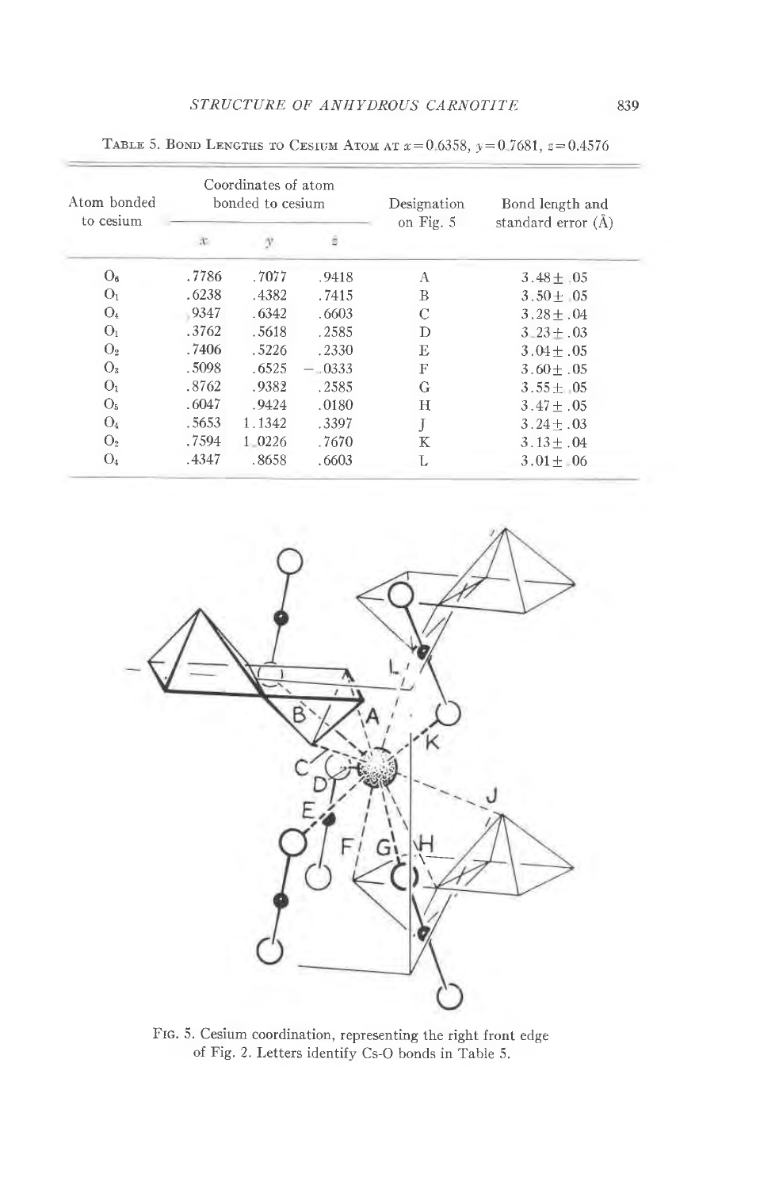TABLE 5. BOND LENGTHS TO CESIUM ATOM AT $x=0.6358$, $y=0.7681$, $z=0.4576$

| Atom bonded to cesium | Coordinates of atom bonded to cesium | | | Designation on Fig. 5 | Bond length and standard error (Å) |
|---|---|---|---|---|---|
| | $x$ | $y$ | $z$ | | |
| $O_6$ | .7786 | .7077 | .9418 | A | $3.48 \pm .05$ |
| $O_1$ | .6238 | .4382 | .7415 | B | $3.50 \pm .05$ |
| $O_4$ | .9347 | .6342 | .6603 | C | $3.28 \pm .04$ |
| $O_1$ | .3762 | .5618 | .2585 | D | $3.23 \pm .03$ |
| $O_2$ | .7406 | .5226 | .2330 | E | $3.04 \pm .05$ |
| $O_3$ | .5098 | .6525 | $-.0333$ | F | $3.60 \pm .05$ |
| $O_1$ | .8762 | .9382 | .2585 | G | $3.55 \pm .05$ |
| $O_5$ | .6047 | .9424 | .0180 | H | $3.47 \pm .05$ |
| $O_4$ | .5653 | 1.1342 | .3397 | J | $3.24 \pm .03$ |
| $O_2$ | .7594 | 1.0226 | .7670 | K | $3.13 \pm .04$ |
| $O_4$ | .4347 | .8658 | .6603 | L | $3.01 \pm .06$ |

FIG. 5. Cesium coordination, representing the right front edge of Fig. 2. Letters identify Cs-O bonds in Table 5.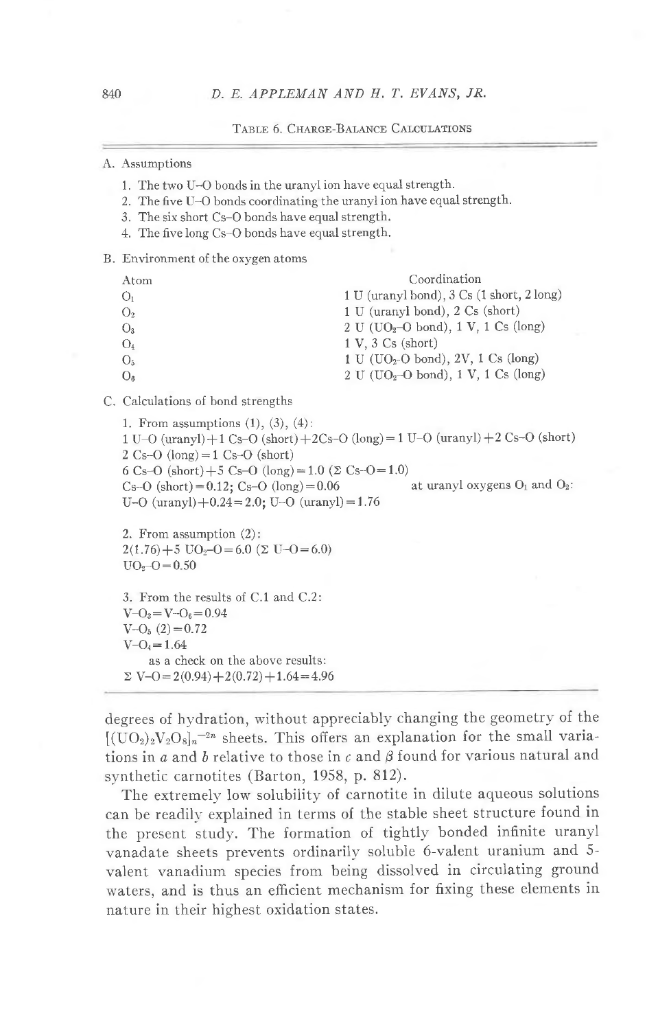TABLE 6. CHARGE-BALANCE CALCULATIONS

A. Assumptions

1. The two U–O bonds in the uranyl ion have equal strength.
2. The five U–O bonds coordinating the uranyl ion have equal strength.
3. The six short Cs–O bonds have equal strength.
4. The five long Cs–O bonds have equal strength.

B. Environment of the oxygen atoms

| Atom | Coordination |
|---|---|
| $O_1$ | 1 U (uranyl bond), 3 Cs (1 short, 2 long) |
| $O_2$ | 1 U (uranyl bond), 2 Cs (short) |
| $O_3$ | 2 U ($UO_2$–O bond), 1 V, 1 Cs (long) |
| $O_4$ | 1 V, 3 Cs (short) |
| $O_5$ | 1 U ($UO_2$–O bond), 2V, 1 Cs (long) |
| $O_6$ | 2 U ($UO_2$–O bond), 1 V, 1 Cs (long) |

C. Calculations of bond strengths

1. From assumptions (1), (3), (4):
1 U–O (uranyl) + 1 Cs–O (short) + 2Cs–O (long) = 1 U–O (uranyl) + 2 Cs–O (short)
2 Cs–O (long) = 1 Cs–O (short)
6 Cs–O (short) + 5 Cs–O (long) = 1.0 ($\Sigma$ Cs–O = 1.0)
Cs–O (short) = 0.12; Cs–O (long) = 0.06 at uranyl oxygens $O_1$ and $O_2$:
U–O (uranyl) + 0.24 = 2.0; U–O (uranyl) = 1.76

2. From assumption (2):
2(1.76) + 5 $UO_2$–O = 6.0 ($\Sigma$ U–O = 6.0)
$UO_2$–O = 0.50

3. From the results of C.1 and C.2:
V–$O_3$ = V–$O_6$ = 0.94
V–$O_5$ (2) = 0.72
V–$O_4$ = 1.64
as a check on the above results:
$\Sigma$ V–O = 2(0.94) + 2(0.72) + 1.64 = 4.96

degrees of hydration, without appreciably changing the geometry of the $[(UO_2)_2V_2O_8]_n^{-2n}$ sheets. This offers an explanation for the small variations in $a$ and $b$ relative to those in $c$ and $\beta$ found for various natural and synthetic carnotites (Barton, 1958, p. 812).

The extremely low solubility of carnotite in dilute aqueous solutions can be readily explained in terms of the stable sheet structure found in the present study. The formation of tightly bonded infinite uranyl vanadate sheets prevents ordinarily soluble 6-valent uranium and 5-valent vanadium species from being dissolved in circulating ground waters, and is thus an efficient mechanism for fixing these elements in nature in their highest oxidation states.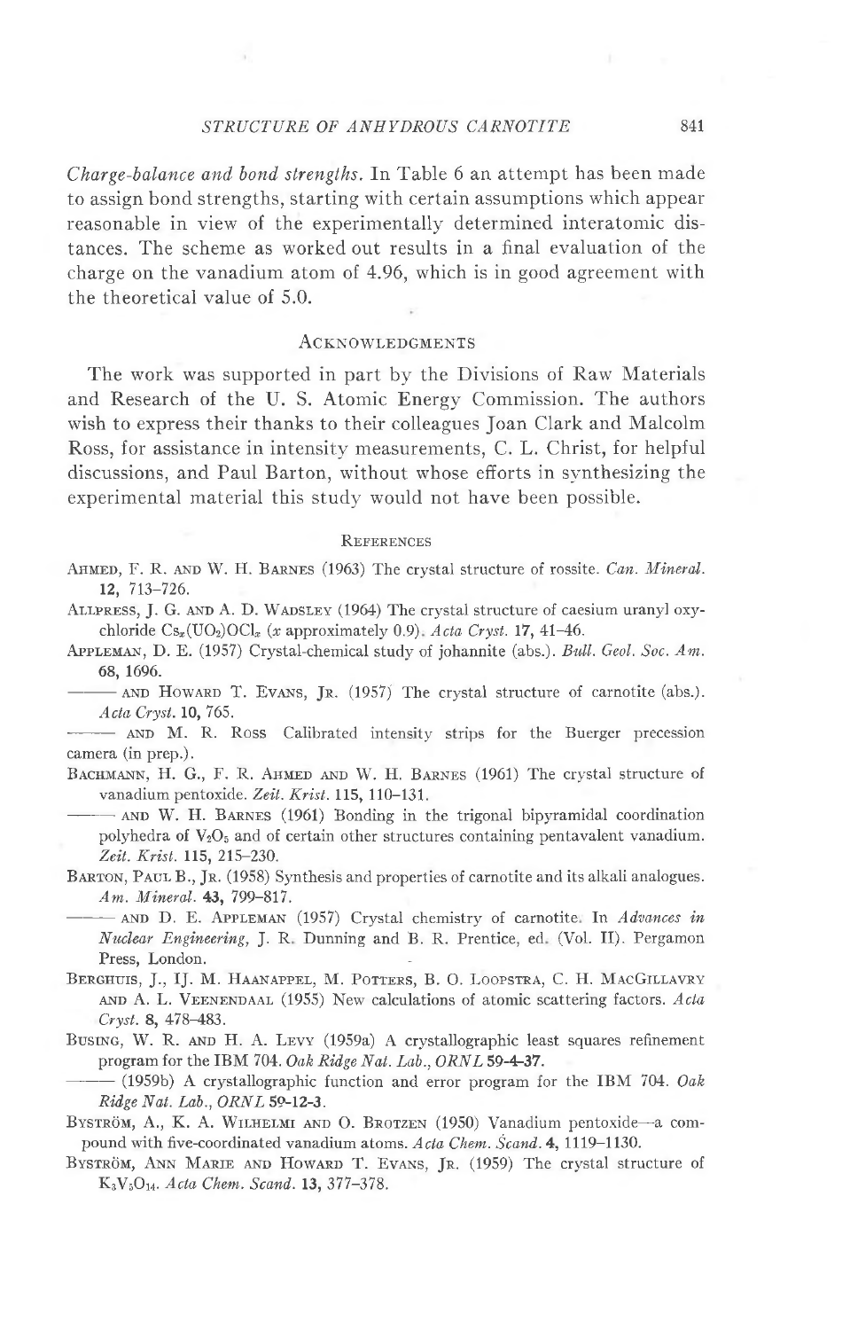*Charge-balance and bond strengths.* In Table 6 an attempt has been made to assign bond strengths, starting with certain assumptions which appear reasonable in view of the experimentally determined interatomic distances. The scheme as worked out results in a final evaluation of the charge on the vanadium atom of 4.96, which is in good agreement with the theoretical value of 5.0.

## Acknowledgments

The work was supported in part by the Divisions of Raw Materials and Research of the U. S. Atomic Energy Commission. The authors wish to express their thanks to their colleagues Joan Clark and Malcolm Ross, for assistance in intensity measurements, C. L. Christ, for helpful discussions, and Paul Barton, without whose efforts in synthesizing the experimental material this study would not have been possible.

## References

Ahmed, F. R. and W. H. Barnes (1963) The crystal structure of rossite. *Can. Mineral.* **12**, 713–726.

Allpress, J. G. and A. D. Wadsley (1964) The crystal structure of caesium uranyl oxychloride $Cs_x(UO_2)OCl_x$ (*x* approximately 0.9). *Acta Cryst.* **17**, 41–46.

Appleman, D. E. (1957) Crystal-chemical study of johannite (abs.). *Bull. Geol. Soc. Am.* **68**, 1696.

——— and Howard T. Evans, Jr. (1957) The crystal structure of carnotite (abs.). *Acta Cryst.* **10**, 765.

——— and M. R. Ross Calibrated intensity strips for the Buerger precession camera (in prep.).

Bachmann, H. G., F. R. Ahmed and W. H. Barnes (1961) The crystal structure of vanadium pentoxide. *Zeit. Krist.* **115**, 110–131.

——— and W. H. Barnes (1961) Bonding in the trigonal bipyramidal coordination polyhedra of $V_2O_5$ and of certain other structures containing pentavalent vanadium. *Zeit. Krist.* **115**, 215–230.

Barton, Paul B., Jr. (1958) Synthesis and properties of carnotite and its alkali analogues. *Am. Mineral.* **43**, 799–817.

——— and D. E. Appleman (1957) Crystal chemistry of carnotite. In *Advances in Nuclear Engineering*, J. R. Dunning and B. R. Prentice, ed. (Vol. II). Pergamon Press, London.

Berghuis, J., IJ. M. Haanappel, M. Potters, B. O. Loopstra, C. H. MacGillavry and A. L. Veenendaal (1955) New calculations of atomic scattering factors. *Acta Cryst.* **8**, 478–483.

Busing, W. R. and H. A. Levy (1959a) A crystallographic least squares refinement program for the IBM 704. *Oak Ridge Nat. Lab., ORNL* **59-4-37**.

——— (1959b) A crystallographic function and error program for the IBM 704. *Oak Ridge Nat. Lab., ORNL* **59-12-3**.

Byström, A., K. A. Wilhelmi and O. Brotzen (1950) Vanadium pentoxide—a compound with five-coordinated vanadium atoms. *Acta Chem. Scand.* **4**, 1119–1130.

Byström, Ann Marie and Howard T. Evans, Jr. (1959) The crystal structure of $K_3V_5O_{14}$. *Acta Chem. Scand.* **13**, 377–378.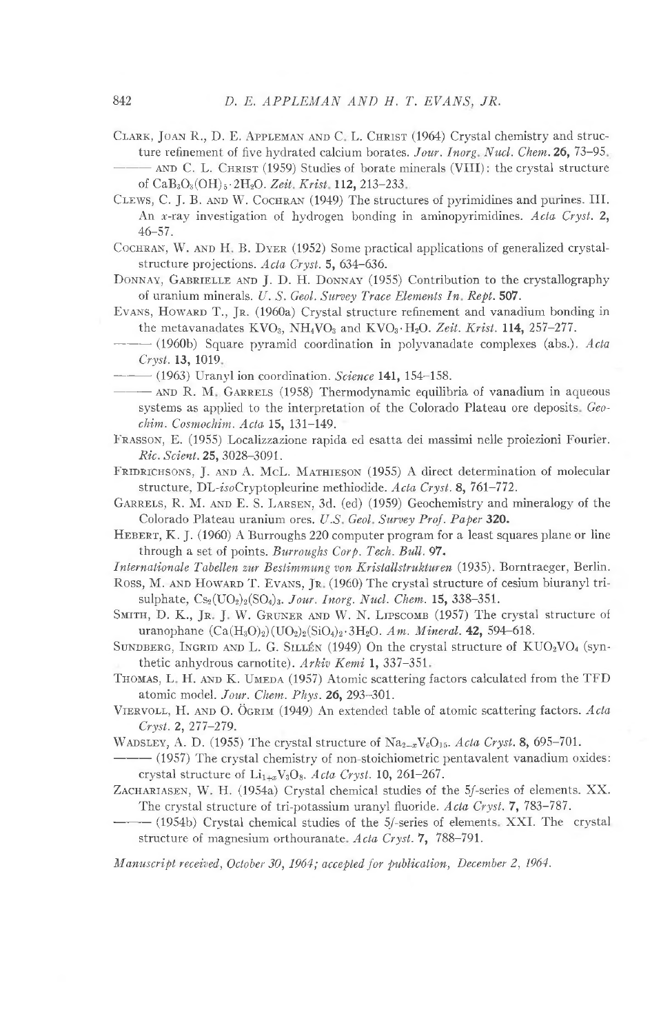CLARK, JOAN R., D. E. APPLEMAN AND C. L. CHRIST (1964) Crystal chemistry and structure refinement of five hydrated calcium borates. *Jour. Inorg. Nucl. Chem.* **26,** 73–95.

——— AND C. L. CHRIST (1959) Studies of borate minerals (VIII): the crystal structure of $CaB_3O_3(OH)_5 \cdot 2H_2O$. *Zeit. Krist.* **112,** 213–233.

CLEWS, C. J. B. AND W. COCHRAN (1949) The structures of pyrimidines and purines. III. An *x*-ray investigation of hydrogen bonding in aminopyrimidines. *Acta Cryst.* **2,** 46–57.

COCHRAN, W. AND H. B. DYER (1952) Some practical applications of generalized crystal-structure projections. *Acta Cryst.* **5,** 634–636.

DONNAY, GABRIELLE AND J. D. H. DONNAY (1955) Contribution to the crystallography of uranium minerals. *U. S. Geol. Survey Trace Elements In. Rept.* **507.**

EVANS, HOWARD T., JR. (1960a) Crystal structure refinement and vanadium bonding in the metavanadates $KVO_3$, $NH_4VO_3$ and $KVO_3 \cdot H_2O$. *Zeit. Krist.* **114,** 257–277.

——— (1960b) Square pyramid coordination in polyvanadate complexes (abs.). *Acta Cryst.* **13,** 1019.

——— (1963) Uranyl ion coordination. *Science* **141,** 154–158.

——— AND R. M. GARRELS (1958) Thermodynamic equilibria of vanadium in aqueous systems as applied to the interpretation of the Colorado Plateau ore deposits. *Geochim. Cosmochim. Acta* **15,** 131–149.

FRASSON, E. (1955) Localizzazione rapida ed esatta dei massimi nelle proiezioni Fourier. *Ric. Scient.* **25,** 3028–3091.

FRIDRICHSONS, J. AND A. MCL. MATHIESON (1955) A direct determination of molecular structure, DL-*iso*Cryptopleurine methiodide. *Acta Cryst.* **8,** 761–772.

GARRELS, R. M. AND E. S. LARSEN, 3d. (ed) (1959) Geochemistry and mineralogy of the Colorado Plateau uranium ores. *U.S. Geol. Survey Prof. Paper* **320.**

HEBERT, K. J. (1960) A Burroughs 220 computer program for a least squares plane or line through a set of points. *Burroughs Corp. Tech. Bull.* **97.**

*Internationale Tabellen zur Bestimmung von Kristallstrukturen* (1935). Borntraeger, Berlin.

ROSS, M. AND HOWARD T. EVANS, JR. (1960) The crystal structure of cesium biuranyl trisulphate, $Cs_2(UO_2)_2(SO_4)_3$. *Jour. Inorg. Nucl. Chem.* **15,** 338–351.

SMITH, D. K., JR. J. W. GRUNER AND W. N. LIPSCOMB (1957) The crystal structure of uranophane $(Ca(H_3O)_2)(UO_2)_2(SiO_4)_2 \cdot 3H_2O$. *Am. Mineral.* **42,** 594–618.

SUNDBERG, INGRID AND L. G. SILLÉN (1949) On the crystal structure of $KUO_2VO_4$ (synthetic anhydrous carnotite). *Arkiv Kemi* **1,** 337–351.

THOMAS, L. H. AND K. UMEDA (1957) Atomic scattering factors calculated from the TFD atomic model. *Jour. Chem. Phys.* **26,** 293–301.

VIERVOLL, H. AND O. ÖGRIM (1949) An extended table of atomic scattering factors. *Acta Cryst.* **2,** 277–279.

WADSLEY, A. D. (1955) The crystal structure of $Na_{2-x}V_6O_{15}$. *Acta Cryst.* **8,** 695–701.

——— (1957) The crystal chemistry of non-stoichiometric pentavalent vanadium oxides: crystal structure of $Li_{1+x}V_3O_8$. *Acta Cryst.* **10,** 261–267.

ZACHARIASEN, W. H. (1954a) Crystal chemical studies of the 5*f*-series of elements. XX. The crystal structure of tri-potassium uranyl fluoride. *Acta Cryst.* **7,** 783–787.

——— (1954b) Crystal chemical studies of the 5*f*-series of elements. XXI. The crystal structure of magnesium orthouranate. *Acta Cryst.* **7,** 788–791.

*Manuscript received, October 30, 1964; accepted for publication, December 2, 1964.*